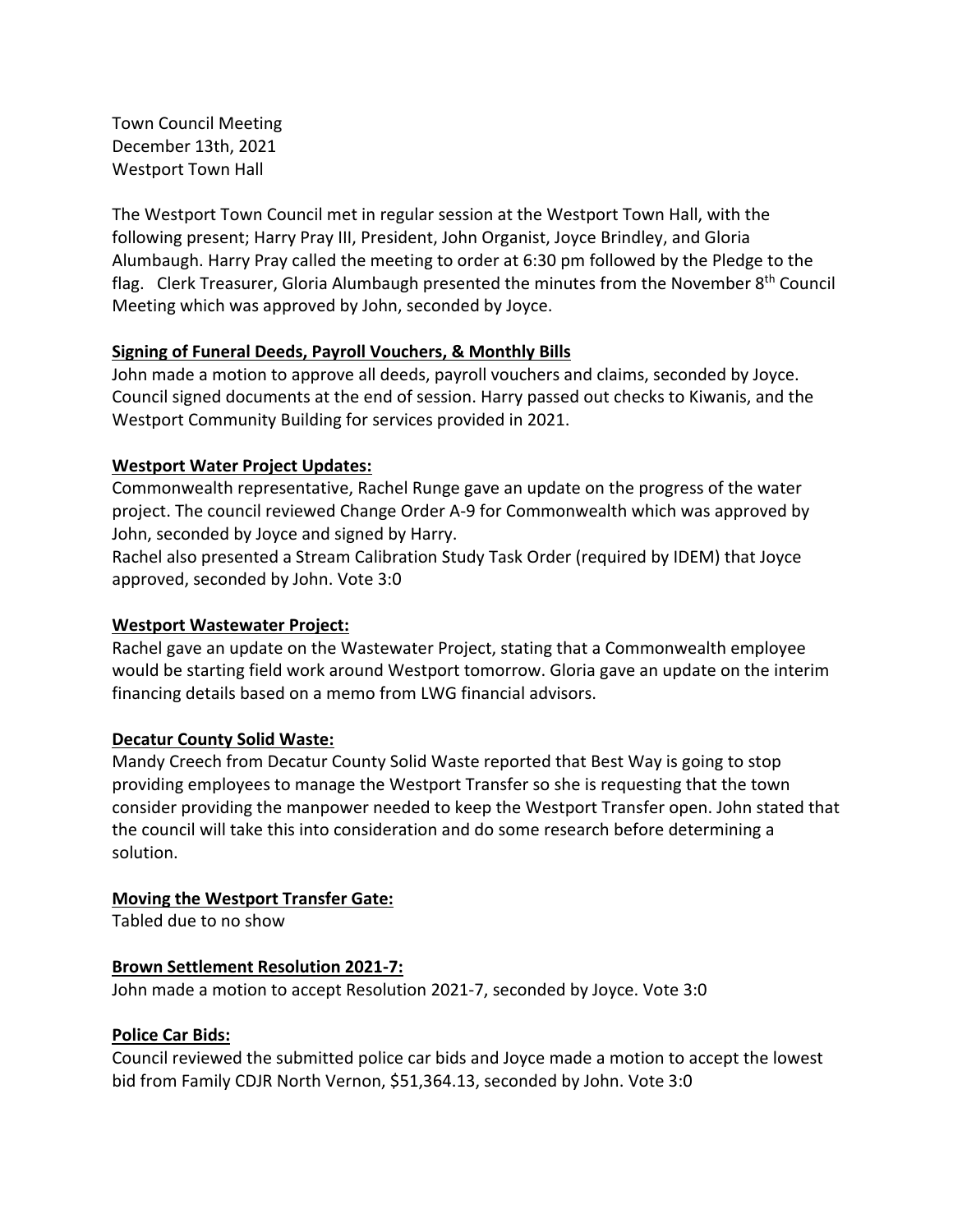Town Council Meeting
December 13th, 2021
Westport Town Hall

The Westport Town Council met in regular session at the Westport Town Hall, with the following present; Harry Pray III, President, John Organist, Joyce Brindley, and Gloria Alumbaugh. Harry Pray called the meeting to order at 6:30 pm followed by the Pledge to the flag. Clerk Treasurer, Gloria Alumbaugh presented the minutes from the November 8th Council Meeting which was approved by John, seconded by Joyce.

**Signing of Funeral Deeds, Payroll Vouchers, & Monthly Bills**

John made a motion to approve all deeds, payroll vouchers and claims, seconded by Joyce. Council signed documents at the end of session. Harry passed out checks to Kiwanis, and the Westport Community Building for services provided in 2021.

**Westport Water Project Updates:**

Commonwealth representative, Rachel Runge gave an update on the progress of the water project. The council reviewed Change Order A-9 for Commonwealth which was approved by John, seconded by Joyce and signed by Harry.
Rachel also presented a Stream Calibration Study Task Order (required by IDEM) that Joyce approved, seconded by John. Vote 3:0

**Westport Wastewater Project:**

Rachel gave an update on the Wastewater Project, stating that a Commonwealth employee would be starting field work around Westport tomorrow. Gloria gave an update on the interim financing details based on a memo from LWG financial advisors.

**Decatur County Solid Waste:**

Mandy Creech from Decatur County Solid Waste reported that Best Way is going to stop providing employees to manage the Westport Transfer so she is requesting that the town consider providing the manpower needed to keep the Westport Transfer open. John stated that the council will take this into consideration and do some research before determining a solution.

**Moving the Westport Transfer Gate:**

Tabled due to no show

**Brown Settlement Resolution 2021-7:**

John made a motion to accept Resolution 2021-7, seconded by Joyce. Vote 3:0

**Police Car Bids:**

Council reviewed the submitted police car bids and Joyce made a motion to accept the lowest bid from Family CDJR North Vernon, $51,364.13, seconded by John. Vote 3:0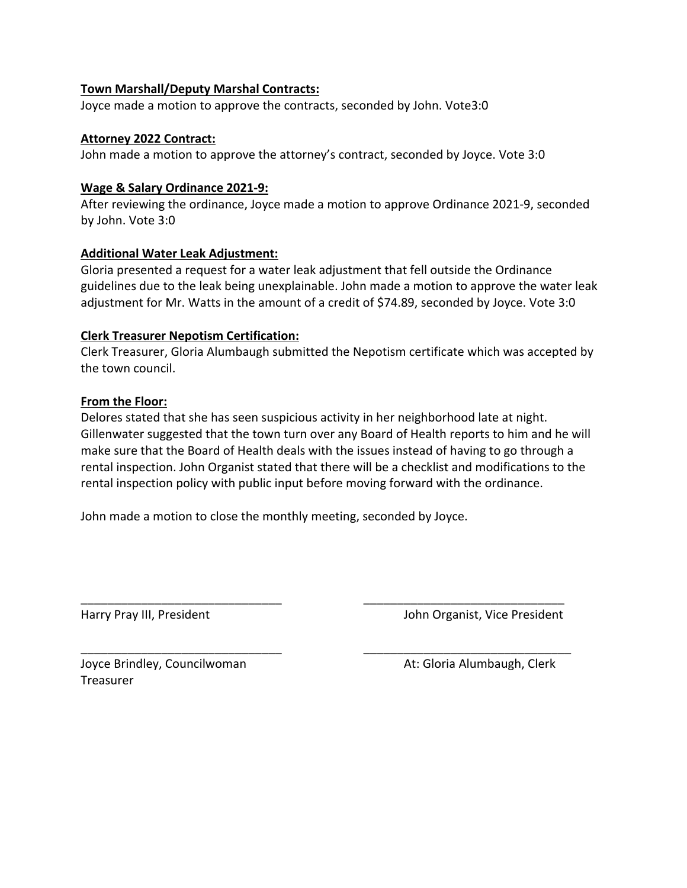**Town Marshall/Deputy Marshal Contracts:**

Joyce made a motion to approve the contracts, seconded by John. Vote3:0

**Attorney 2022 Contract:**

John made a motion to approve the attorney's contract, seconded by Joyce. Vote 3:0

**Wage & Salary Ordinance 2021-9:**

After reviewing the ordinance, Joyce made a motion to approve Ordinance 2021-9, seconded by John. Vote 3:0

**Additional Water Leak Adjustment:**

Gloria presented a request for a water leak adjustment that fell outside the Ordinance guidelines due to the leak being unexplainable. John made a motion to approve the water leak adjustment for Mr. Watts in the amount of a credit of $74.89, seconded by Joyce. Vote 3:0

**Clerk Treasurer Nepotism Certification:**

Clerk Treasurer, Gloria Alumbaugh submitted the Nepotism certificate which was accepted by the town council.

**From the Floor:**

Delores stated that she has seen suspicious activity in her neighborhood late at night. Gillenwater suggested that the town turn over any Board of Health reports to him and he will make sure that the Board of Health deals with the issues instead of having to go through a rental inspection. John Organist stated that there will be a checklist and modifications to the rental inspection policy with public input before moving forward with the ordinance.

John made a motion to close the monthly meeting, seconded by Joyce.

______________________________ ______________________________

Harry Pray III, President John Organist, Vice President

______________________________ ______________________________

Joyce Brindley, Councilwoman At: Gloria Alumbaugh, Clerk Treasurer